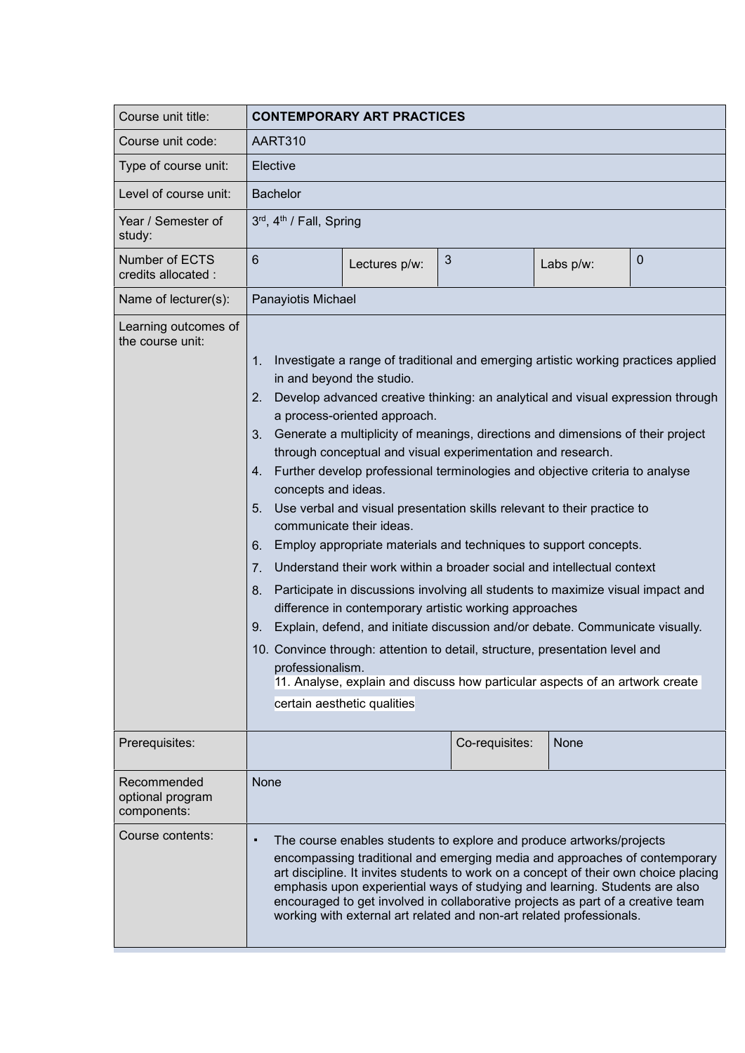| Course unit title: | **CONTEMPORARY ART PRACTICES** | | | | |
|---|---|---|---|---|---|
| Course unit code: | AART310 | | | | |
| Type of course unit: | Elective | | | | |
| Level of course unit: | Bachelor | | | | |
| Year / Semester of study: | 3rd, 4th / Fall, Spring | | | | |
| Number of ECTS credits allocated : | 6 | Lectures p/w: | 3 | Labs p/w: | 0 |
| Name of lecturer(s): | Panayiotis Michael | | | | |
| Learning outcomes of the course unit: | 1. Investigate a range of traditional and emerging artistic working practices applied in and beyond the studio.<br>2. Develop advanced creative thinking: an analytical and visual expression through a process-oriented approach.<br>3. Generate a multiplicity of meanings, directions and dimensions of their project through conceptual and visual experimentation and research.<br>4. Further develop professional terminologies and objective criteria to analyse concepts and ideas.<br>5. Use verbal and visual presentation skills relevant to their practice to communicate their ideas.<br>6. Employ appropriate materials and techniques to support concepts.<br>7. Understand their work within a broader social and intellectual context<br>8. Participate in discussions involving all students to maximize visual impact and difference in contemporary artistic working approaches<br>9. Explain, defend, and initiate discussion and/or debate. Communicate visually.<br>10. Convince through: attention to detail, structure, presentation level and professionalism.<br>11. Analyse, explain and discuss how particular aspects of an artwork create certain aesthetic qualities | | | | |
| Prerequisites: | | | Co-requisites: | None | |
| Recommended optional program components: | None | | | | |
| Course contents: | ▪ The course enables students to explore and produce artworks/projects encompassing traditional and emerging media and approaches of contemporary art discipline. It invites students to work on a concept of their own choice placing emphasis upon experiential ways of studying and learning. Students are also encouraged to get involved in collaborative projects as part of a creative team working with external art related and non-art related professionals. | | | | |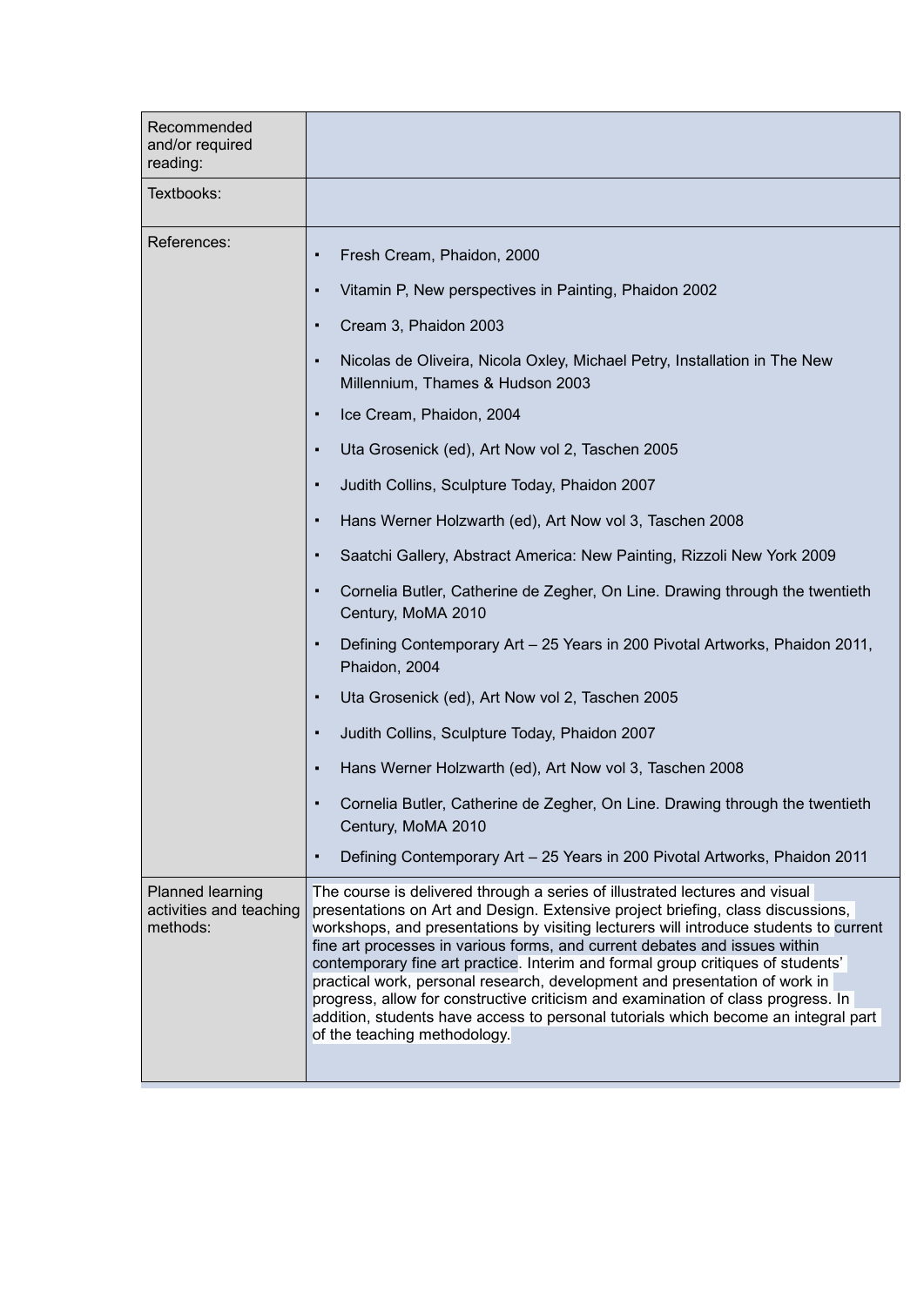| | |
|---|---|
| Recommended and/or required reading: | |
| Textbooks: | |
| References: | ▪ Fresh Cream, Phaidon, 2000<br>▪ Vitamin P, New perspectives in Painting, Phaidon 2002<br>▪ Cream 3, Phaidon 2003<br>▪ Nicolas de Oliveira, Nicola Oxley, Michael Petry, Installation in The New Millennium, Thames & Hudson 2003<br>▪ Ice Cream, Phaidon, 2004<br>▪ Uta Grosenick (ed), Art Now vol 2, Taschen 2005<br>▪ Judith Collins, Sculpture Today, Phaidon 2007<br>▪ Hans Werner Holzwarth (ed), Art Now vol 3, Taschen 2008<br>▪ Saatchi Gallery, Abstract America: New Painting, Rizzoli New York 2009<br>▪ Cornelia Butler, Catherine de Zegher, On Line. Drawing through the twentieth Century, MoMA 2010<br>▪ Defining Contemporary Art – 25 Years in 200 Pivotal Artworks, Phaidon 2011, Phaidon, 2004<br>▪ Uta Grosenick (ed), Art Now vol 2, Taschen 2005<br>▪ Judith Collins, Sculpture Today, Phaidon 2007<br>▪ Hans Werner Holzwarth (ed), Art Now vol 3, Taschen 2008<br>▪ Cornelia Butler, Catherine de Zegher, On Line. Drawing through the twentieth Century, MoMA 2010<br>▪ Defining Contemporary Art – 25 Years in 200 Pivotal Artworks, Phaidon 2011 |
| Planned learning activities and teaching methods: | The course is delivered through a series of illustrated lectures and visual presentations on Art and Design. Extensive project briefing, class discussions, workshops, and presentations by visiting lecturers will introduce students to current fine art processes in various forms, and current debates and issues within contemporary fine art practice. Interim and formal group critiques of students' practical work, personal research, development and presentation of work in progress, allow for constructive criticism and examination of class progress. In addition, students have access to personal tutorials which become an integral part of the teaching methodology. |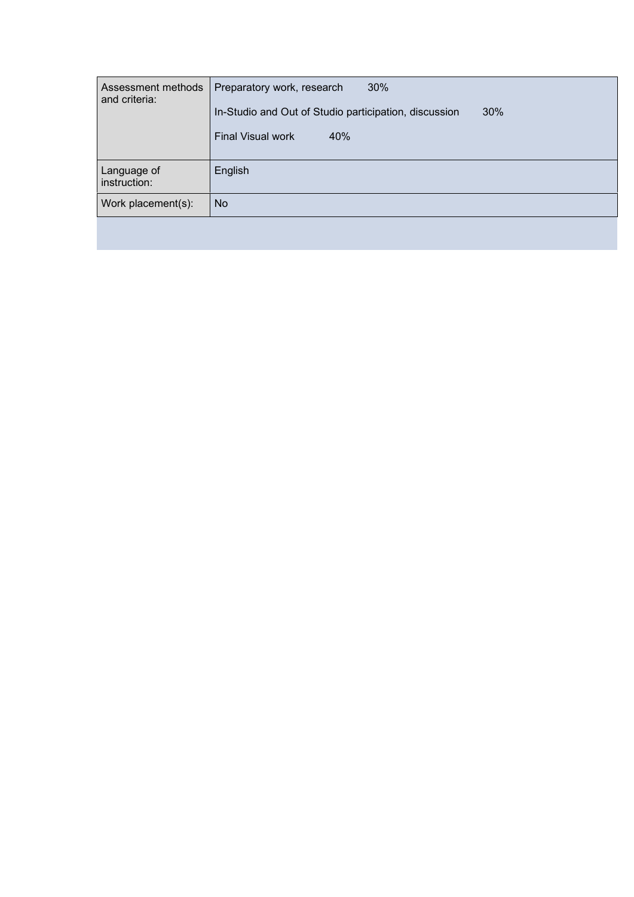| | |
|---|---|
| Assessment methods and criteria: | Preparatory work, research 30%<br><br>In-Studio and Out of Studio participation, discussion 30%<br><br>Final Visual work 40% |
| Language of instruction: | English |
| Work placement(s): | No |